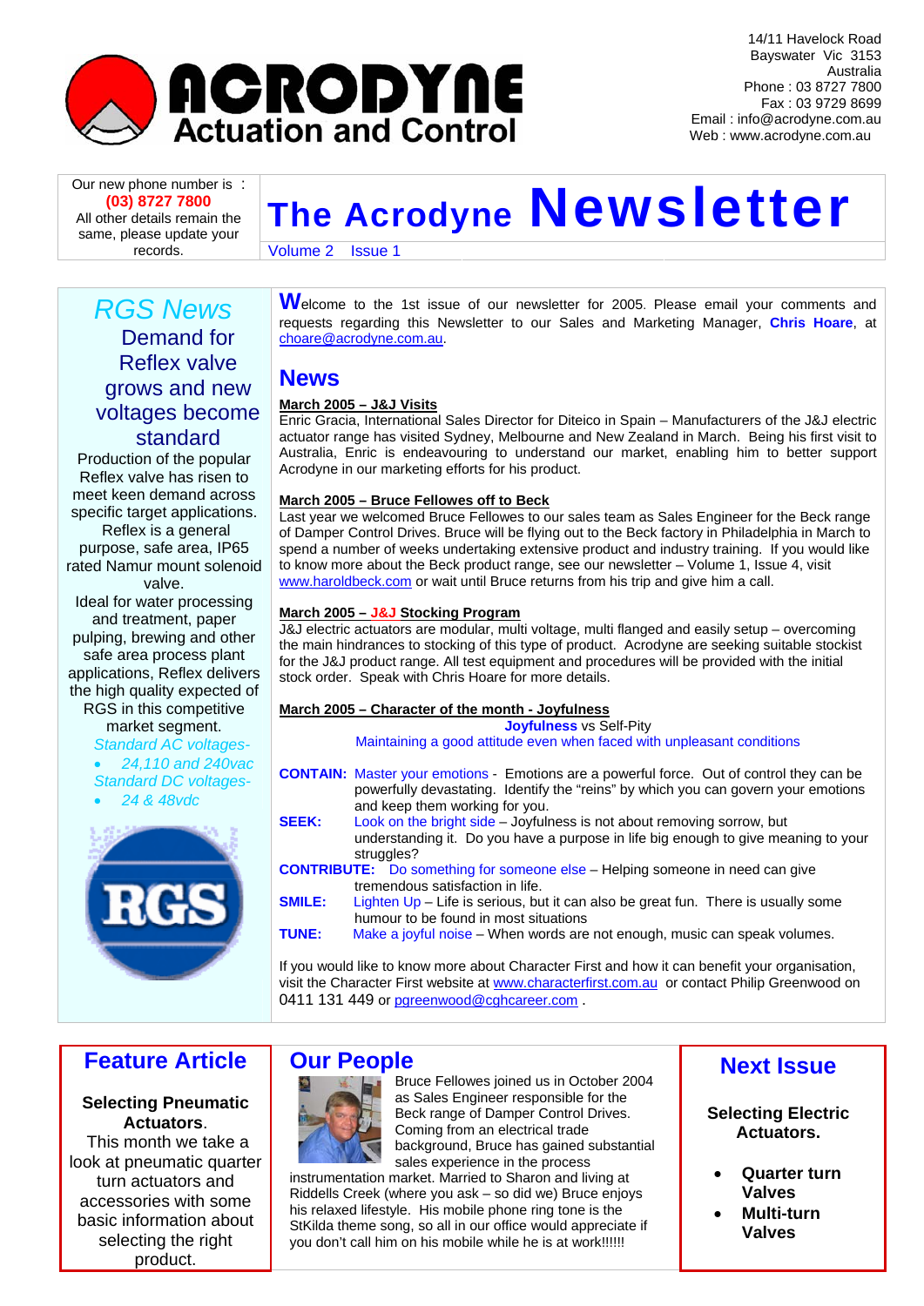ACRODYNE
Actuation and Control

14/11 Havelock Road
Bayswater Vic 3153
Australia
Phone : 03 8727 7800
Fax : 03 9729 8699
Email : info@acrodyne.com.au
Web : www.acrodyne.com.au

Our new phone number is :
**(03) 8727 7800**
All other details remain the same, please update your records.

# The Acrodyne Newsletter

Volume 2 Issue 1

## RGS News

### Demand for Reflex valve grows and new voltages become standard

Production of the popular Reflex valve has risen to meet keen demand across specific target applications. Reflex is a general purpose, safe area, IP65 rated Namur mount solenoid valve.

Ideal for water processing and treatment, paper pulping, brewing and other safe area process plant applications, Reflex delivers the high quality expected of RGS in this competitive market segment.

*Standard AC voltages-*
- *24,110 and 240vac*

*Standard DC voltages-*
- *24 & 48vdc*

RGS

**W**elcome to the 1st issue of our newsletter for 2005. Please email your comments and requests regarding this Newsletter to our Sales and Marketing Manager, **Chris Hoare**, at choare@acrodyne.com.au.

## News

**March 2005 – J&J Visits**

Enric Gracia, International Sales Director for Diteico in Spain – Manufacturers of the J&J electric actuator range has visited Sydney, Melbourne and New Zealand in March. Being his first visit to Australia, Enric is endeavouring to understand our market, enabling him to better support Acrodyne in our marketing efforts for his product.

**March 2005 – Bruce Fellowes off to Beck**

Last year we welcomed Bruce Fellowes to our sales team as Sales Engineer for the Beck range of Damper Control Drives. Bruce will be flying out to the Beck factory in Philadelphia in March to spend a number of weeks undertaking extensive product and industry training. If you would like to know more about the Beck product range, see our newsletter – Volume 1, Issue 4, visit www.haroldbeck.com or wait until Bruce returns from his trip and give him a call.

**March 2005 – J&J Stocking Program**

J&J electric actuators are modular, multi voltage, multi flanged and easily setup – overcoming the main hindrances to stocking of this type of product. Acrodyne are seeking suitable stockist for the J&J product range. All test equipment and procedures will be provided with the initial stock order. Speak with Chris Hoare for more details.

**March 2005 – Character of the month - Joyfulness**

**Joyfulness** vs Self-Pity
Maintaining a good attitude even when faced with unpleasant conditions

**CONTAIN:** Master your emotions - Emotions are a powerful force. Out of control they can be powerfully devastating. Identify the "reins" by which you can govern your emotions and keep them working for you.

**SEEK:** Look on the bright side – Joyfulness is not about removing sorrow, but understanding it. Do you have a purpose in life big enough to give meaning to your struggles?

**CONTRIBUTE:** Do something for someone else – Helping someone in need can give tremendous satisfaction in life.

**SMILE:** Lighten Up – Life is serious, but it can also be great fun. There is usually some humour to be found in most situations

**TUNE:** Make a joyful noise – When words are not enough, music can speak volumes.

If you would like to know more about Character First and how it can benefit your organisation, visit the Character First website at www.characterfirst.com.au or contact Philip Greenwood on 0411 131 449 or pgreenwood@cghcareer.com .

## Feature Article

**Selecting Pneumatic Actuators.**
This month we take a look at pneumatic quarter turn actuators and accessories with some basic information about selecting the right product.

## Our People

Bruce Fellowes joined us in October 2004 as Sales Engineer responsible for the Beck range of Damper Control Drives. Coming from an electrical trade background, Bruce has gained substantial sales experience in the process instrumentation market. Married to Sharon and living at Riddells Creek (where you ask – so did we) Bruce enjoys his relaxed lifestyle. His mobile phone ring tone is the StKilda theme song, so all in our office would appreciate if you don't call him on his mobile while he is at work!!!!!!

## Next Issue

**Selecting Electric Actuators.**

- **Quarter turn Valves**
- **Multi-turn Valves**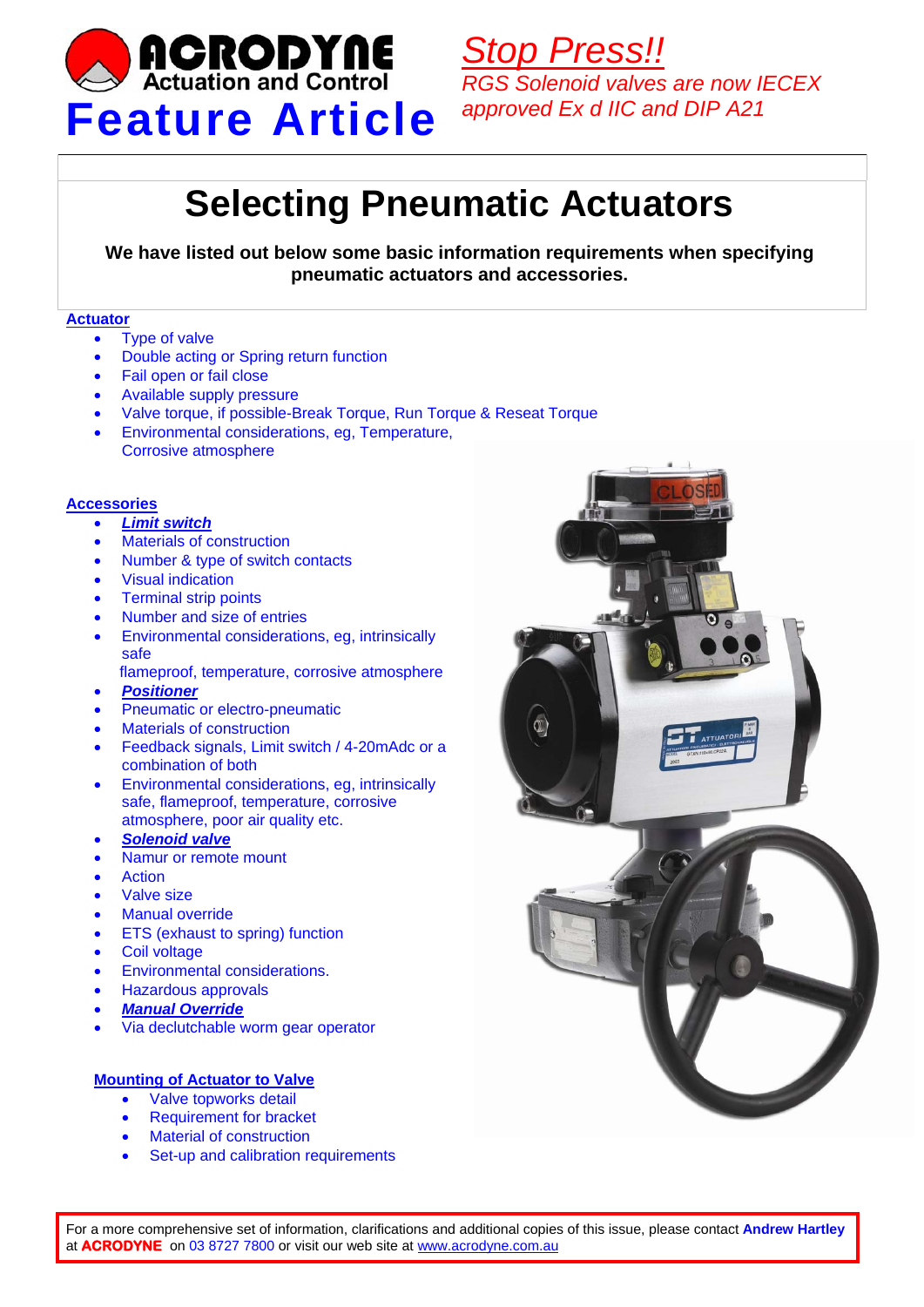ACRODYNE Actuation and Control

# Feature Article

*Stop Press!!*

*RGS Solenoid valves are now IECEX approved Ex d IIC and DIP A21*

# Selecting Pneumatic Actuators

**We have listed out below some basic information requirements when specifying pneumatic actuators and accessories.**

## Actuator

- Type of valve
- Double acting or Spring return function
- Fail open or fail close
- Available supply pressure
- Valve torque, if possible-Break Torque, Run Torque & Reseat Torque
- Environmental considerations, eg, Temperature, Corrosive atmosphere

## Accessories

- ***Limit switch***
- Materials of construction
- Number & type of switch contacts
- Visual indication
- Terminal strip points
- Number and size of entries
- Environmental considerations, eg, intrinsically safe flameproof, temperature, corrosive atmosphere
- ***Positioner***
- Pneumatic or electro-pneumatic
- Materials of construction
- Feedback signals, Limit switch / 4-20mAdc or a combination of both
- Environmental considerations, eg, intrinsically safe, flameproof, temperature, corrosive atmosphere, poor air quality etc.
- ***Solenoid valve***
- Namur or remote mount
- Action
- Valve size
- Manual override
- ETS (exhaust to spring) function
- Coil voltage
- Environmental considerations.
- Hazardous approvals
- ***Manual Override***
- Via declutchable worm gear operator

## Mounting of Actuator to Valve

- Valve topworks detail
- Requirement for bracket
- Material of construction
- Set-up and calibration requirements

For a more comprehensive set of information, clarifications and additional copies of this issue, please contact **Andrew Hartley** at **ACRODYNE** on 03 8727 7800 or visit our web site at www.acrodyne.com.au